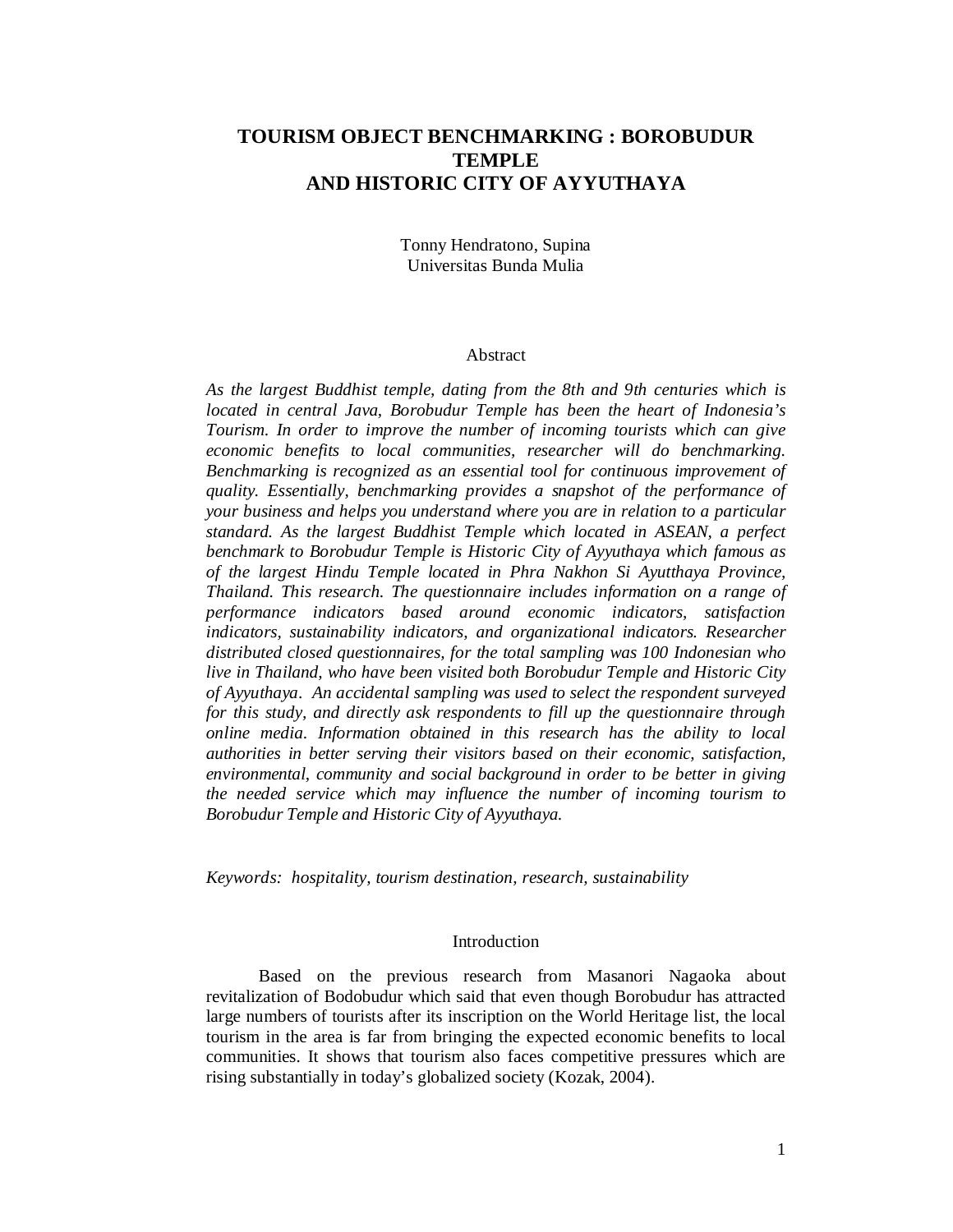# TOURISM OBJECT BENCHMARKING : BOROBUDUR TEMPLE AND HISTORIC CITY OF AYYUTHAYA

Tonny Hendratono, Supina
Universitas Bunda Mulia

## Abstract

*As the largest Buddhist temple, dating from the 8th and 9th centuries which is located in central Java, Borobudur Temple has been the heart of Indonesia's Tourism. In order to improve the number of incoming tourists which can give economic benefits to local communities, researcher will do benchmarking. Benchmarking is recognized as an essential tool for continuous improvement of quality. Essentially, benchmarking provides a snapshot of the performance of your business and helps you understand where you are in relation to a particular standard. As the largest Buddhist Temple which located in ASEAN, a perfect benchmark to Borobudur Temple is Historic City of Ayyuthaya which famous as of the largest Hindu Temple located in Phra Nakhon Si Ayutthaya Province, Thailand. This research. The questionnaire includes information on a range of performance indicators based around economic indicators, satisfaction indicators, sustainability indicators, and organizational indicators. Researcher distributed closed questionnaires, for the total sampling was 100 Indonesian who live in Thailand, who have been visited both Borobudur Temple and Historic City of Ayyuthaya. An accidental sampling was used to select the respondent surveyed for this study, and directly ask respondents to fill up the questionnaire through online media. Information obtained in this research has the ability to local authorities in better serving their visitors based on their economic, satisfaction, environmental, community and social background in order to be better in giving the needed service which may influence the number of incoming tourism to Borobudur Temple and Historic City of Ayyuthaya.*

*Keywords: hospitality, tourism destination, research, sustainability*

## Introduction

Based on the previous research from Masanori Nagaoka about revitalization of Bodobudur which said that even though Borobudur has attracted large numbers of tourists after its inscription on the World Heritage list, the local tourism in the area is far from bringing the expected economic benefits to local communities. It shows that tourism also faces competitive pressures which are rising substantially in today's globalized society (Kozak, 2004).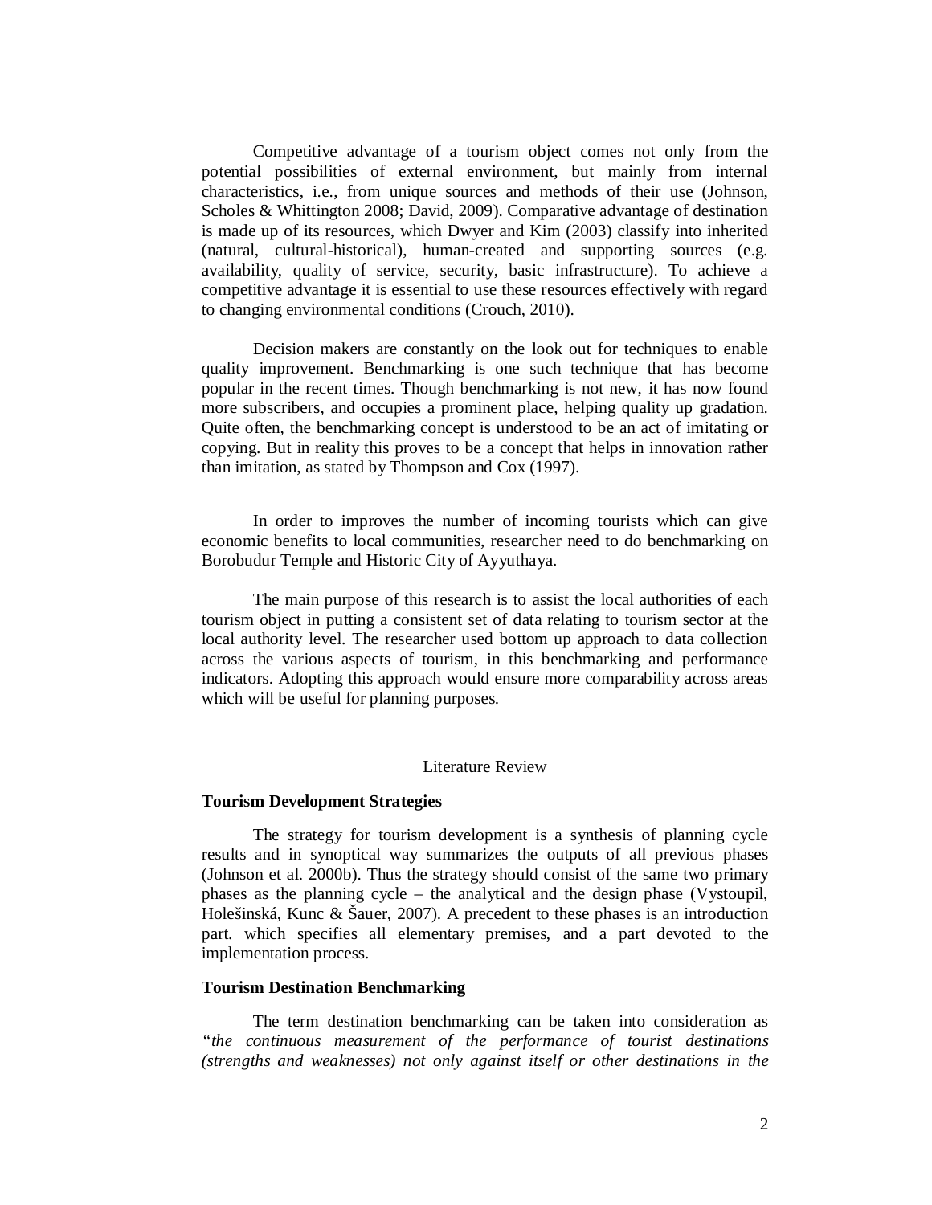Competitive advantage of a tourism object comes not only from the potential possibilities of external environment, but mainly from internal characteristics, i.e., from unique sources and methods of their use (Johnson, Scholes & Whittington 2008; David, 2009). Comparative advantage of destination is made up of its resources, which Dwyer and Kim (2003) classify into inherited (natural, cultural-historical), human-created and supporting sources (e.g. availability, quality of service, security, basic infrastructure). To achieve a competitive advantage it is essential to use these resources effectively with regard to changing environmental conditions (Crouch, 2010).

Decision makers are constantly on the look out for techniques to enable quality improvement. Benchmarking is one such technique that has become popular in the recent times. Though benchmarking is not new, it has now found more subscribers, and occupies a prominent place, helping quality up gradation. Quite often, the benchmarking concept is understood to be an act of imitating or copying. But in reality this proves to be a concept that helps in innovation rather than imitation, as stated by Thompson and Cox (1997).

In order to improves the number of incoming tourists which can give economic benefits to local communities, researcher need to do benchmarking on Borobudur Temple and Historic City of Ayyuthaya.

The main purpose of this research is to assist the local authorities of each tourism object in putting a consistent set of data relating to tourism sector at the local authority level. The researcher used bottom up approach to data collection across the various aspects of tourism, in this benchmarking and performance indicators. Adopting this approach would ensure more comparability across areas which will be useful for planning purposes.

## Literature Review

### Tourism Development Strategies

The strategy for tourism development is a synthesis of planning cycle results and in synoptical way summarizes the outputs of all previous phases (Johnson et al. 2000b). Thus the strategy should consist of the same two primary phases as the planning cycle – the analytical and the design phase (Vystoupil, Holešinská, Kunc & Šauer, 2007). A precedent to these phases is an introduction part. which specifies all elementary premises, and a part devoted to the implementation process.

### Tourism Destination Benchmarking

The term destination benchmarking can be taken into consideration as *"the continuous measurement of the performance of tourist destinations (strengths and weaknesses) not only against itself or other destinations in the*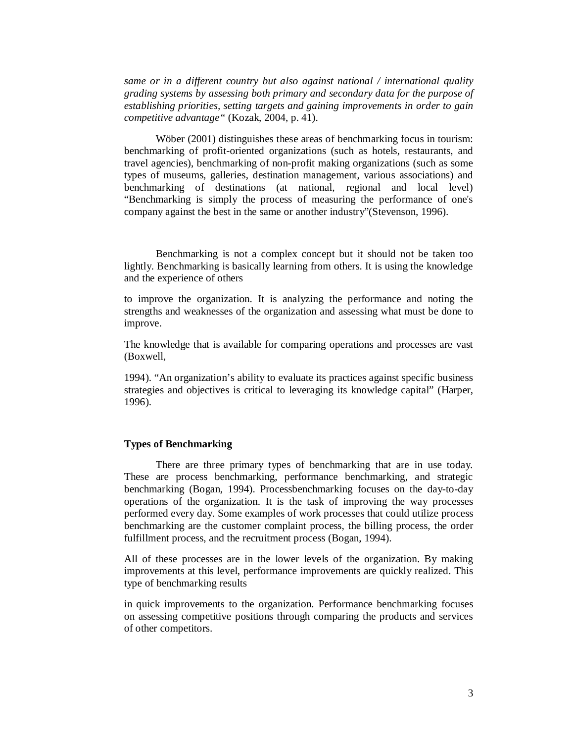*same or in a different country but also against national / international quality grading systems by assessing both primary and secondary data for the purpose of establishing priorities, setting targets and gaining improvements in order to gain competitive advantage"* (Kozak, 2004, p. 41).

Wöber (2001) distinguishes these areas of benchmarking focus in tourism: benchmarking of profit-oriented organizations (such as hotels, restaurants, and travel agencies), benchmarking of non-profit making organizations (such as some types of museums, galleries, destination management, various associations) and benchmarking of destinations (at national, regional and local level) "Benchmarking is simply the process of measuring the performance of one's company against the best in the same or another industry"(Stevenson, 1996).

Benchmarking is not a complex concept but it should not be taken too lightly. Benchmarking is basically learning from others. It is using the knowledge and the experience of others

to improve the organization. It is analyzing the performance and noting the strengths and weaknesses of the organization and assessing what must be done to improve.

The knowledge that is available for comparing operations and processes are vast (Boxwell,

1994). "An organization's ability to evaluate its practices against specific business strategies and objectives is critical to leveraging its knowledge capital" (Harper, 1996).

**Types of Benchmarking**

There are three primary types of benchmarking that are in use today. These are process benchmarking, performance benchmarking, and strategic benchmarking (Bogan, 1994). Processbenchmarking focuses on the day-to-day operations of the organization. It is the task of improving the way processes performed every day. Some examples of work processes that could utilize process benchmarking are the customer complaint process, the billing process, the order fulfillment process, and the recruitment process (Bogan, 1994).

All of these processes are in the lower levels of the organization. By making improvements at this level, performance improvements are quickly realized. This type of benchmarking results

in quick improvements to the organization. Performance benchmarking focuses on assessing competitive positions through comparing the products and services of other competitors.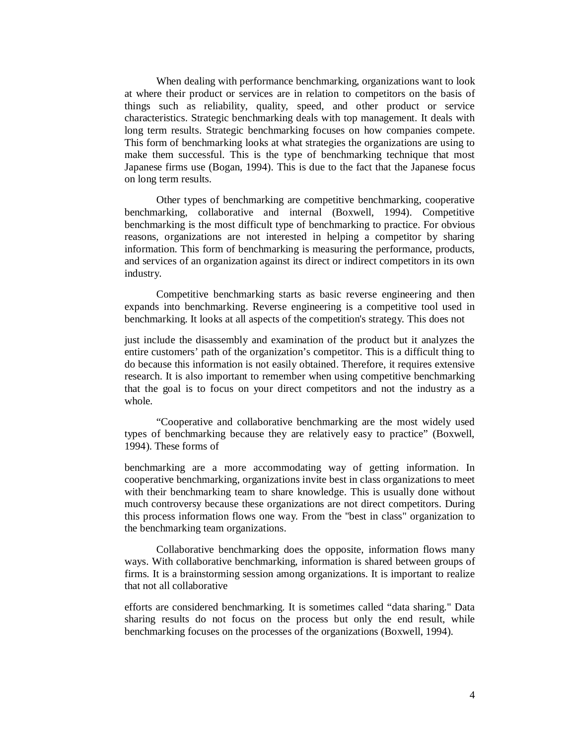When dealing with performance benchmarking, organizations want to look at where their product or services are in relation to competitors on the basis of things such as reliability, quality, speed, and other product or service characteristics. Strategic benchmarking deals with top management. It deals with long term results. Strategic benchmarking focuses on how companies compete. This form of benchmarking looks at what strategies the organizations are using to make them successful. This is the type of benchmarking technique that most Japanese firms use (Bogan, 1994). This is due to the fact that the Japanese focus on long term results.

Other types of benchmarking are competitive benchmarking, cooperative benchmarking, collaborative and internal (Boxwell, 1994). Competitive benchmarking is the most difficult type of benchmarking to practice. For obvious reasons, organizations are not interested in helping a competitor by sharing information. This form of benchmarking is measuring the performance, products, and services of an organization against its direct or indirect competitors in its own industry.

Competitive benchmarking starts as basic reverse engineering and then expands into benchmarking. Reverse engineering is a competitive tool used in benchmarking. It looks at all aspects of the competition's strategy. This does not just include the disassembly and examination of the product but it analyzes the entire customers' path of the organization's competitor. This is a difficult thing to do because this information is not easily obtained. Therefore, it requires extensive research. It is also important to remember when using competitive benchmarking that the goal is to focus on your direct competitors and not the industry as a whole.

"Cooperative and collaborative benchmarking are the most widely used types of benchmarking because they are relatively easy to practice" (Boxwell, 1994). These forms of benchmarking are a more accommodating way of getting information. In cooperative benchmarking, organizations invite best in class organizations to meet with their benchmarking team to share knowledge. This is usually done without much controversy because these organizations are not direct competitors. During this process information flows one way. From the "best in class" organization to the benchmarking team organizations.

Collaborative benchmarking does the opposite, information flows many ways. With collaborative benchmarking, information is shared between groups of firms. It is a brainstorming session among organizations. It is important to realize that not all collaborative efforts are considered benchmarking. It is sometimes called "data sharing." Data sharing results do not focus on the process but only the end result, while benchmarking focuses on the processes of the organizations (Boxwell, 1994).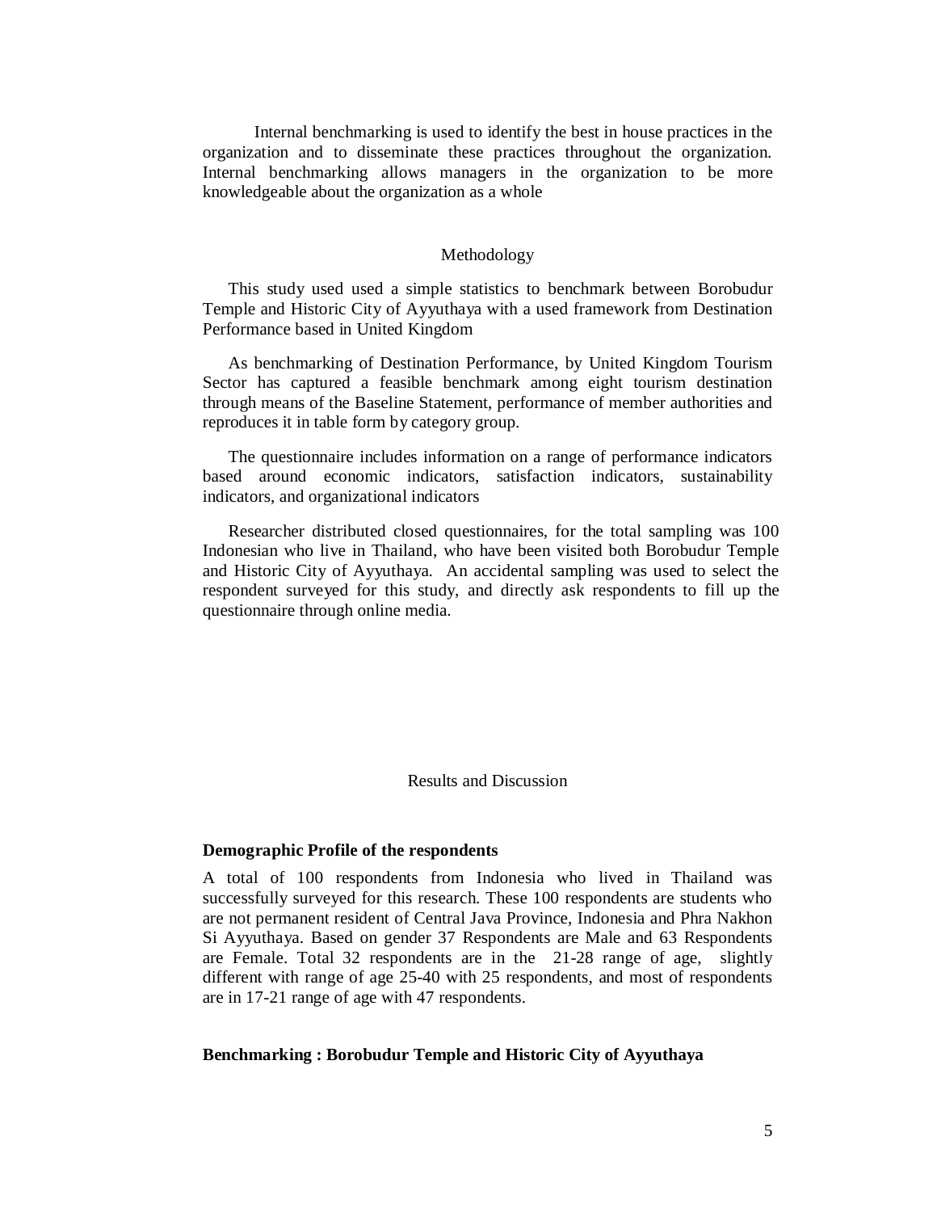Internal benchmarking is used to identify the best in house practices in the organization and to disseminate these practices throughout the organization. Internal benchmarking allows managers in the organization to be more knowledgeable about the organization as a whole

## Methodology

This study used used a simple statistics to benchmark between Borobudur Temple and Historic City of Ayyuthaya with a used framework from Destination Performance based in United Kingdom

As benchmarking of Destination Performance, by United Kingdom Tourism Sector has captured a feasible benchmark among eight tourism destination through means of the Baseline Statement, performance of member authorities and reproduces it in table form by category group.

The questionnaire includes information on a range of performance indicators based around economic indicators, satisfaction indicators, sustainability indicators, and organizational indicators

Researcher distributed closed questionnaires, for the total sampling was 100 Indonesian who live in Thailand, who have been visited both Borobudur Temple and Historic City of Ayyuthaya. An accidental sampling was used to select the respondent surveyed for this study, and directly ask respondents to fill up the questionnaire through online media.

## Results and Discussion

**Demographic Profile of the respondents**

A total of 100 respondents from Indonesia who lived in Thailand was successfully surveyed for this research. These 100 respondents are students who are not permanent resident of Central Java Province, Indonesia and Phra Nakhon Si Ayyuthaya. Based on gender 37 Respondents are Male and 63 Respondents are Female. Total 32 respondents are in the 21-28 range of age, slightly different with range of age 25-40 with 25 respondents, and most of respondents are in 17-21 range of age with 47 respondents.

**Benchmarking : Borobudur Temple and Historic City of Ayyuthaya**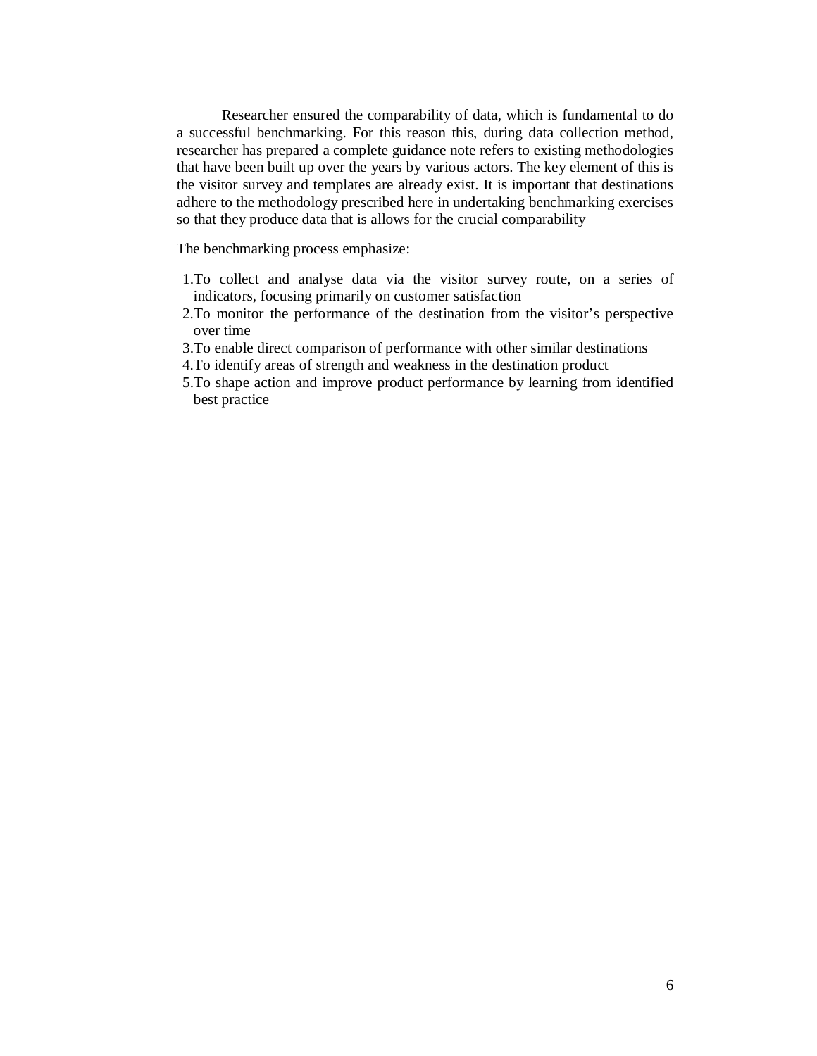Researcher ensured the comparability of data, which is fundamental to do a successful benchmarking. For this reason this, during data collection method, researcher has prepared a complete guidance note refers to existing methodologies that have been built up over the years by various actors. The key element of this is the visitor survey and templates are already exist. It is important that destinations adhere to the methodology prescribed here in undertaking benchmarking exercises so that they produce data that is allows for the crucial comparability

The benchmarking process emphasize:

1. To collect and analyse data via the visitor survey route, on a series of indicators, focusing primarily on customer satisfaction
2. To monitor the performance of the destination from the visitor's perspective over time
3. To enable direct comparison of performance with other similar destinations
4. To identify areas of strength and weakness in the destination product
5. To shape action and improve product performance by learning from identified best practice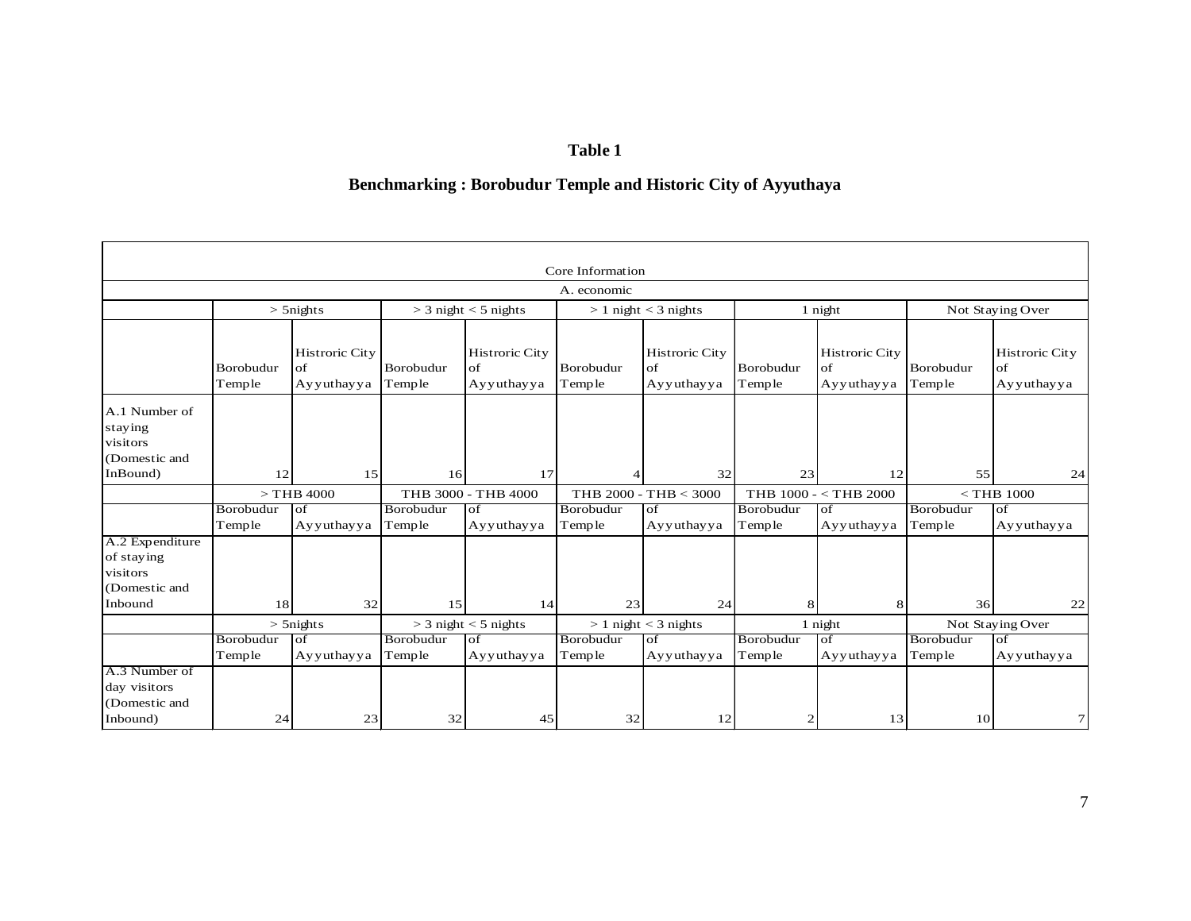**Table 1**

**Benchmarking : Borobudur Temple and Historic City of Ayyuthaya**

| Core Information | | | | | | | | | | |
|---|---|---|---|---|---|---|---|---|---|---|
| A. economic | | | | | | | | | | |
| | > 5nights | | > 3 night < 5 nights | | > 1 night < 3 nights | | 1 night | | Not Staying Over | |
| | Borobudur Temple | Histroric City of Ayyuthayya | Borobudur Temple | Histroric City of Ayyuthayya | Borobudur Temple | Histroric City of Ayyuthayya | Borobudur Temple | Histroric City of Ayyuthayya | Borobudur Temple | Histroric City of Ayyuthayya |
| A.1 Number of staying visitors (Domestic and InBound) | 12 | 15 | 16 | 17 | 4 | 32 | 23 | 12 | 55 | 24 |
| | > THB 4000 | | THB 3000 - THB 4000 | | THB 2000 - THB < 3000 | | THB 1000 - < THB 2000 | | < THB 1000 | |
| | Borobudur Temple | of Ayyuthayya | Borobudur Temple | of Ayyuthayya | Borobudur Temple | of Ayyuthayya | Borobudur Temple | of Ayyuthayya | Borobudur Temple | of Ayyuthayya |
| A.2 Expenditure of staying visitors (Domestic and Inbound | 18 | 32 | 15 | 14 | 23 | 24 | 8 | 8 | 36 | 22 |
| | > 5nights | | > 3 night < 5 nights | | > 1 night < 3 nights | | 1 night | | Not Staying Over | |
| | Borobudur Temple | of Ayyuthayya | Borobudur Temple | of Ayyuthayya | Borobudur Temple | of Ayyuthayya | Borobudur Temple | of Ayyuthayya | Borobudur Temple | of Ayyuthayya |
| A.3 Number of day visitors (Domestic and Inbound) | 24 | 23 | 32 | 45 | 32 | 12 | 2 | 13 | 10 | 7 |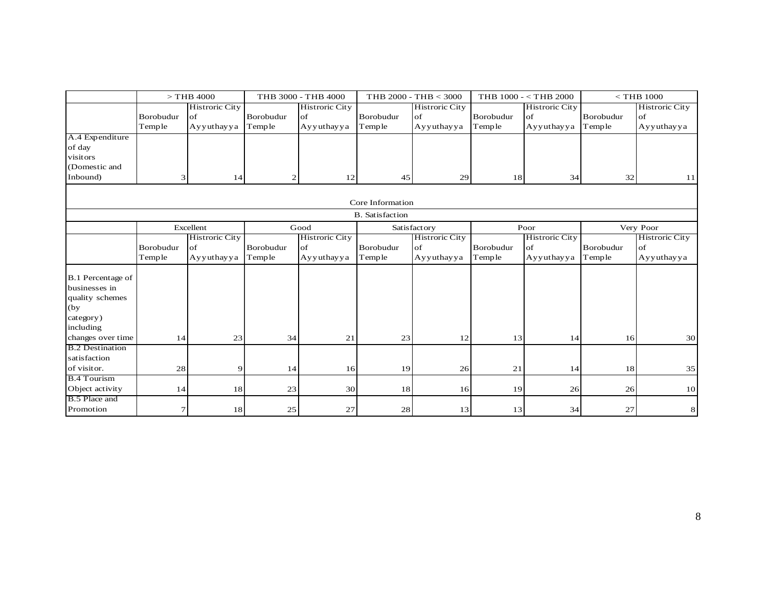| | > THB 4000 | | THB 3000 - THB 4000 | | THB 2000 - THB < 3000 | | THB 1000 - < THB 2000 | | < THB 1000 | |
|---|---|---|---|---|---|---|---|---|---|---|
| | Borobudur Temple | Histroric City of Ayyuthayya | Borobudur Temple | Histroric City of Ayyuthayya | Borobudur Temple | Histroric City of Ayyuthayya | Borobudur Temple | Histroric City of Ayyuthayya | Borobudur Temple | Histroric City of Ayyuthayya |
| A.4 Expenditure of day visitors (Domestic and Inbound) | 3 | 14 | 2 | 12 | 45 | 29 | 18 | 34 | 32 | 11 |

Core Information

B. Satisfaction

| | Excellent | | Good | | Satisfactory | | Poor | | Very Poor | |
|---|---|---|---|---|---|---|---|---|---|---|
| | Borobudur Temple | Histroric City of Ayyuthayya | Borobudur Temple | Histroric City of Ayyuthayya | Borobudur Temple | Histroric City of Ayyuthayya | Borobudur Temple | Histroric City of Ayyuthayya | Borobudur Temple | Histroric City of Ayyuthayya |
| B.1 Percentage of businesses in quality schemes (by category) including changes over time | 14 | 23 | 34 | 21 | 23 | 12 | 13 | 14 | 16 | 30 |
| B.2 Destination satisfaction of visitor. | 28 | 9 | 14 | 16 | 19 | 26 | 21 | 14 | 18 | 35 |
| B.4 Tourism Object activity | 14 | 18 | 23 | 30 | 18 | 16 | 19 | 26 | 26 | 10 |
| B.5 Place and Promotion | 7 | 18 | 25 | 27 | 28 | 13 | 13 | 34 | 27 | 8 |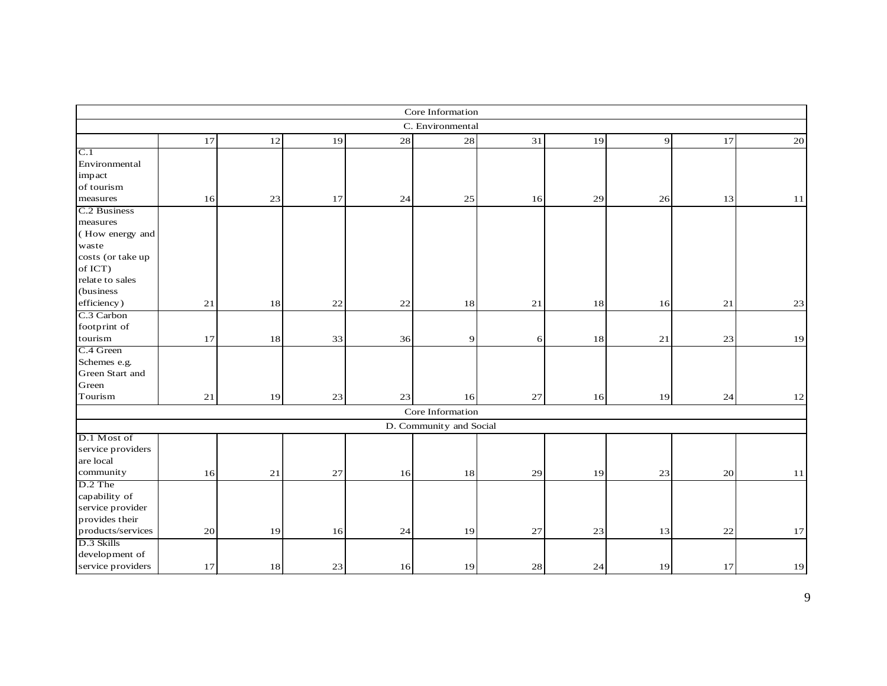| Core Information | | | | | | | | | | |
|---|---|---|---|---|---|---|---|---|---|---|
| C. Environmental | | | | | | | | | | |
| | 17 | 12 | 19 | 28 | 28 | 31 | 19 | 9 | 17 | 20 |
| C.1 Environmental impact of tourism measures | 16 | 23 | 17 | 24 | 25 | 16 | 29 | 26 | 13 | 11 |
| C.2 Business measures ( How energy and waste costs (or take up of ICT) relate to sales (business efficiency) | 21 | 18 | 22 | 22 | 18 | 21 | 18 | 16 | 21 | 23 |
| C.3 Carbon footprint of tourism | 17 | 18 | 33 | 36 | 9 | 6 | 18 | 21 | 23 | 19 |
| C.4 Green Schemes e.g. Green Start and Green Tourism | 21 | 19 | 23 | 23 | 16 | 27 | 16 | 19 | 24 | 12 |
| Core Information | | | | | | | | | | |
| D. Community and Social | | | | | | | | | | |
| D.1 Most of service providers are local community | 16 | 21 | 27 | 16 | 18 | 29 | 19 | 23 | 20 | 11 |
| D.2 The capability of service provider provides their products/services | 20 | 19 | 16 | 24 | 19 | 27 | 23 | 13 | 22 | 17 |
| D.3 Skills development of service providers | 17 | 18 | 23 | 16 | 19 | 28 | 24 | 19 | 17 | 19 |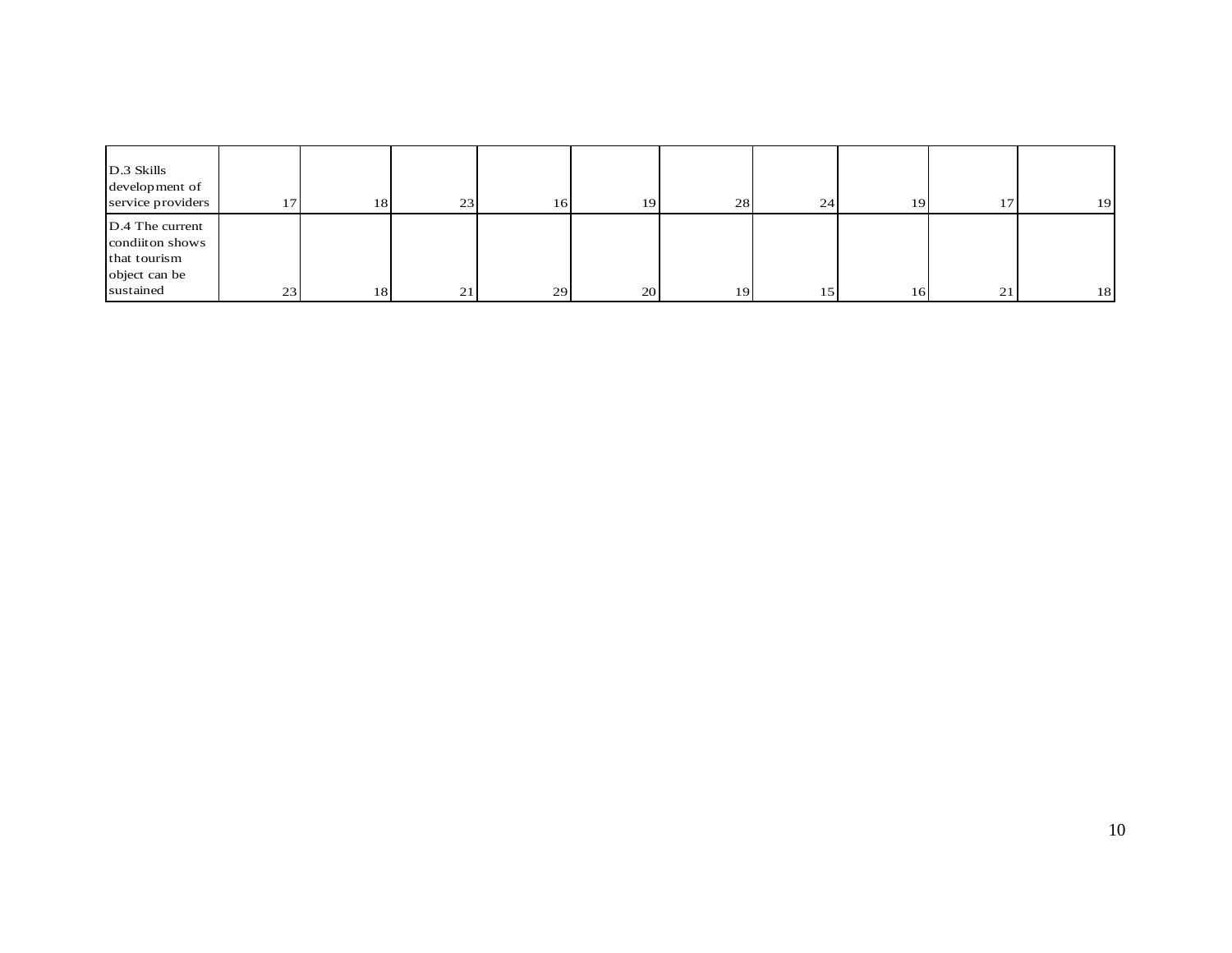| | | | | | | | | | | |
|---|---|---|---|---|---|---|---|---|---|---|
| D.3 Skills development of service providers | 17 | 18 | 23 | 16 | 19 | 28 | 24 | 19 | 17 | 19 |
| D.4 The current condiiton shows that tourism object can be sustained | 23 | 18 | 21 | 29 | 20 | 19 | 15 | 16 | 21 | 18 |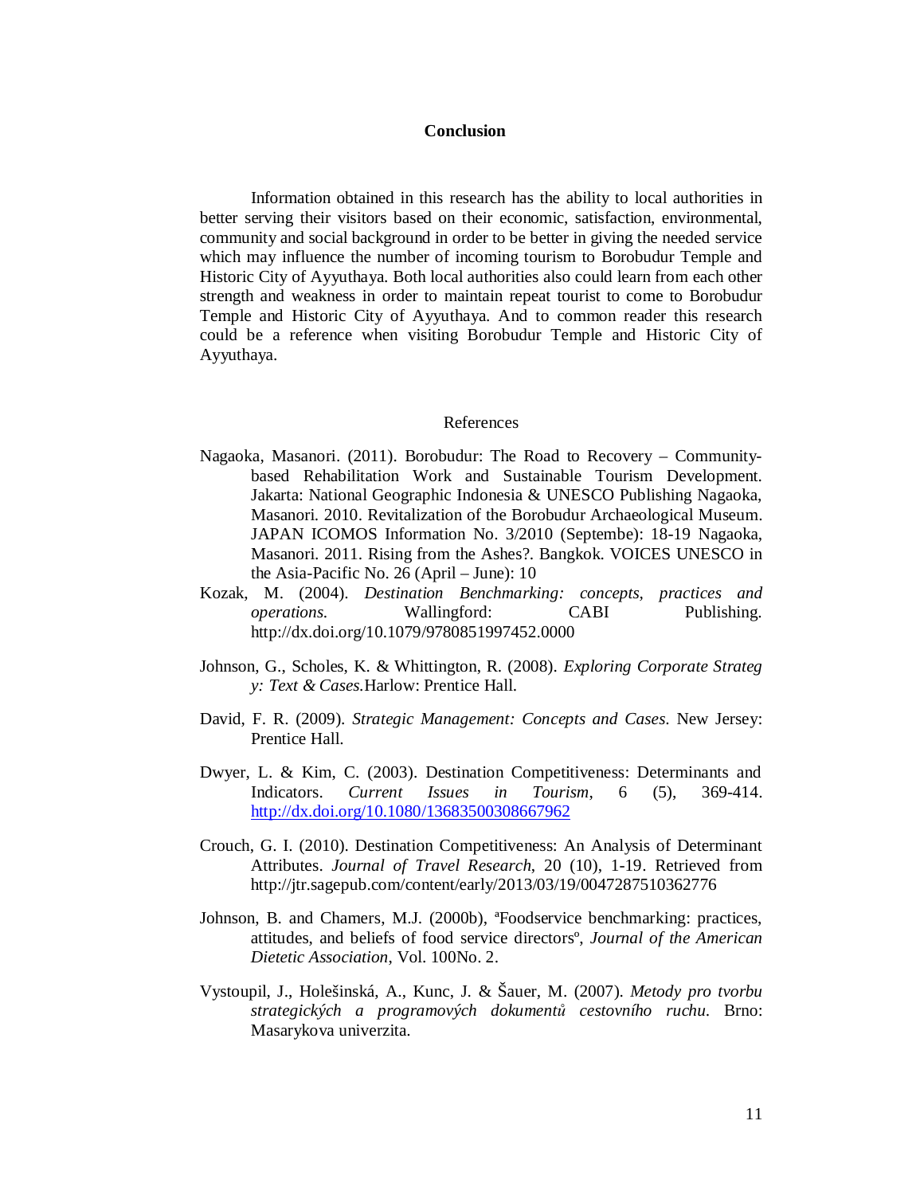## Conclusion

Information obtained in this research has the ability to local authorities in better serving their visitors based on their economic, satisfaction, environmental, community and social background in order to be better in giving the needed service which may influence the number of incoming tourism to Borobudur Temple and Historic City of Ayyuthaya. Both local authorities also could learn from each other strength and weakness in order to maintain repeat tourist to come to Borobudur Temple and Historic City of Ayyuthaya. And to common reader this research could be a reference when visiting Borobudur Temple and Historic City of Ayyuthaya.

## References

Nagaoka, Masanori. (2011). Borobudur: The Road to Recovery – Community-based Rehabilitation Work and Sustainable Tourism Development. Jakarta: National Geographic Indonesia & UNESCO Publishing Nagaoka, Masanori. 2010. Revitalization of the Borobudur Archaeological Museum. JAPAN ICOMOS Information No. 3/2010 (Septembe): 18-19 Nagaoka, Masanori. 2011. Rising from the Ashes?. Bangkok. VOICES UNESCO in the Asia-Pacific No. 26 (April – June): 10

Kozak, M. (2004). *Destination Benchmarking: concepts, practices and operations*. Wallingford: CABI Publishing. http://dx.doi.org/10.1079/9780851997452.0000

Johnson, G., Scholes, K. & Whittington, R. (2008). *Exploring Corporate Strateg y: Text & Cases.*Harlow: Prentice Hall.

David, F. R. (2009). *Strategic Management: Concepts and Cases*. New Jersey: Prentice Hall.

Dwyer, L. & Kim, C. (2003). Destination Competitiveness: Determinants and Indicators. *Current Issues in Tourism*, 6 (5), 369-414. http://dx.doi.org/10.1080/13683500308667962

Crouch, G. I. (2010). Destination Competitiveness: An Analysis of Determinant Attributes. *Journal of Travel Research*, 20 (10), 1-19. Retrieved from http://jtr.sagepub.com/content/early/2013/03/19/0047287510362776

Johnson, B. and Chamers, M.J. (2000b), ªFoodservice benchmarking: practices, attitudes, and beliefs of food service directorsº, *Journal of the American Dietetic Association*, Vol. 100No. 2.

Vystoupil, J., Holešinská, A., Kunc, J. & Šauer, M. (2007). *Metody pro tvorbu strategických a programových dokumentů cestovního ruchu*. Brno: Masarykova univerzita.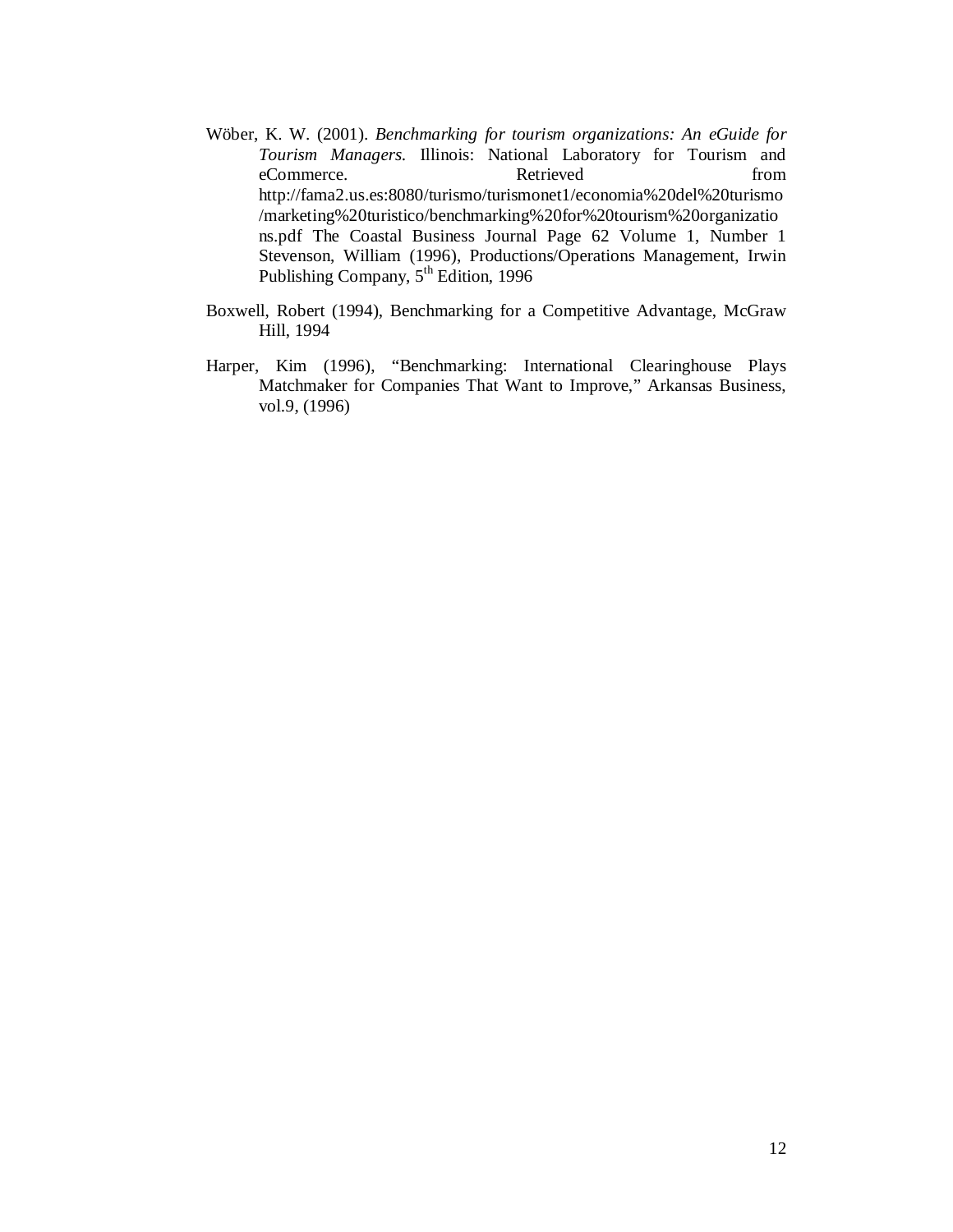Wöber, K. W. (2001). *Benchmarking for tourism organizations: An eGuide for Tourism Managers.* Illinois: National Laboratory for Tourism and eCommerce. Retrieved from http://fama2.us.es:8080/turismo/turismonet1/economia%20del%20turismo/marketing%20turistico/benchmarking%20for%20tourism%20organizations.pdf The Coastal Business Journal Page 62 Volume 1, Number 1 Stevenson, William (1996), Productions/Operations Management, Irwin Publishing Company, 5th Edition, 1996

Boxwell, Robert (1994), Benchmarking for a Competitive Advantage, McGraw Hill, 1994

Harper, Kim (1996), "Benchmarking: International Clearinghouse Plays Matchmaker for Companies That Want to Improve," Arkansas Business, vol.9, (1996)